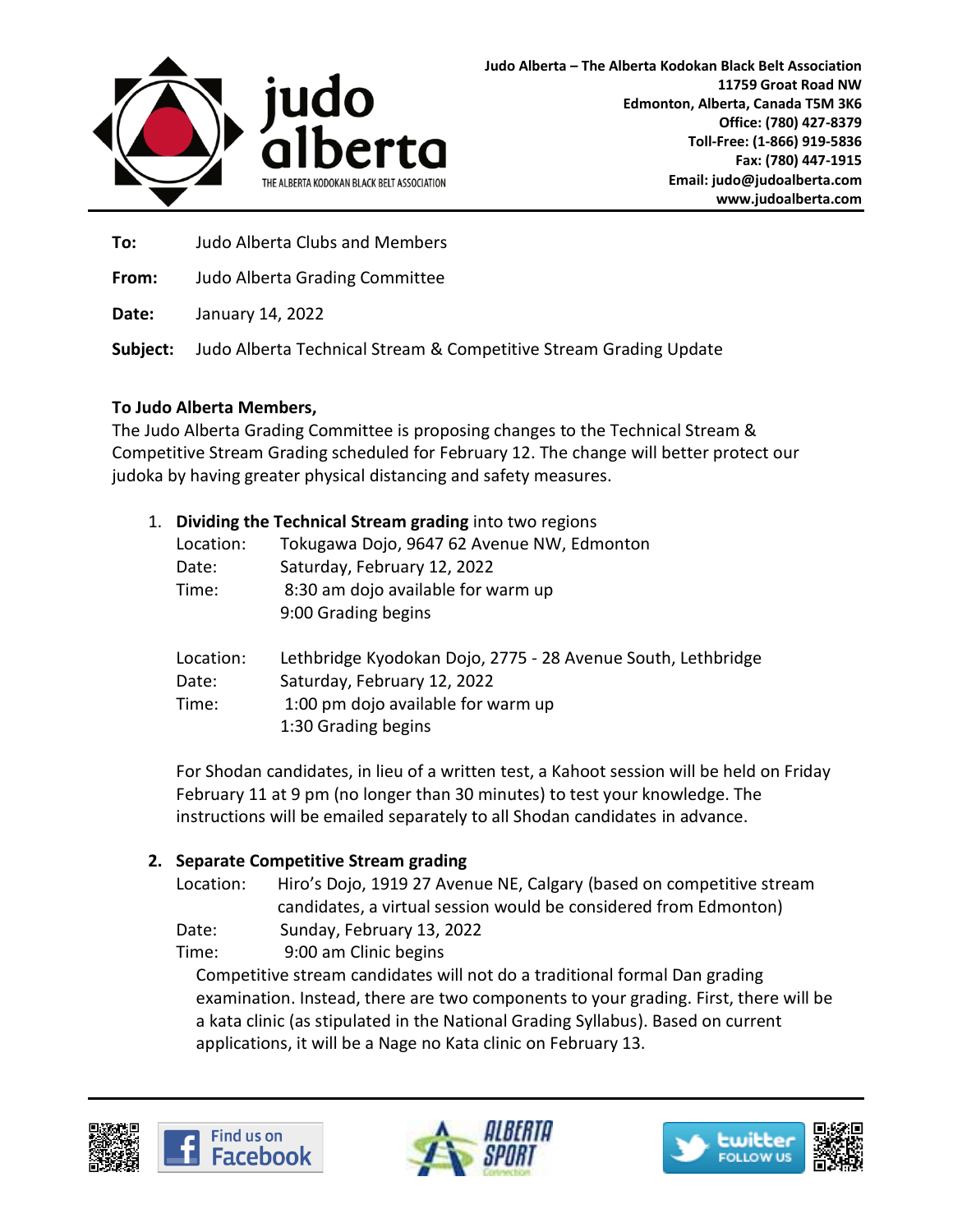**Judo Alberta – The Alberta Kodokan Black Belt Association**
**11759 Groat Road NW**
**Edmonton, Alberta, Canada T5M 3K6**
**Office: (780) 427-8379**
**Toll-Free: (1-866) 919-5836**
**Fax: (780) 447-1915**
**Email: judo@judoalberta.com**
**www.judoalberta.com**

**To:** Judo Alberta Clubs and Members

**From:** Judo Alberta Grading Committee

**Date:** January 14, 2022

**Subject:** Judo Alberta Technical Stream & Competitive Stream Grading Update

**To Judo Alberta Members,**

The Judo Alberta Grading Committee is proposing changes to the Technical Stream & Competitive Stream Grading scheduled for February 12. The change will better protect our judoka by having greater physical distancing and safety measures.

1. **Dividing the Technical Stream grading** into two regions

   Location: Tokugawa Dojo, 9647 62 Avenue NW, Edmonton
   Date: Saturday, February 12, 2022
   Time: 8:30 am dojo available for warm up
   9:00 Grading begins

   Location: Lethbridge Kyodokan Dojo, 2775 - 28 Avenue South, Lethbridge
   Date: Saturday, February 12, 2022
   Time: 1:00 pm dojo available for warm up
   1:30 Grading begins

   For Shodan candidates, in lieu of a written test, a Kahoot session will be held on Friday February 11 at 9 pm (no longer than 30 minutes) to test your knowledge. The instructions will be emailed separately to all Shodan candidates in advance.

2. **Separate Competitive Stream grading**

   Location: Hiro's Dojo, 1919 27 Avenue NE, Calgary (based on competitive stream candidates, a virtual session would be considered from Edmonton)
   Date: Sunday, February 13, 2022
   Time: 9:00 am Clinic begins

   Competitive stream candidates will not do a traditional formal Dan grading examination. Instead, there are two components to your grading. First, there will be a kata clinic (as stipulated in the National Grading Syllabus). Based on current applications, it will be a Nage no Kata clinic on February 13.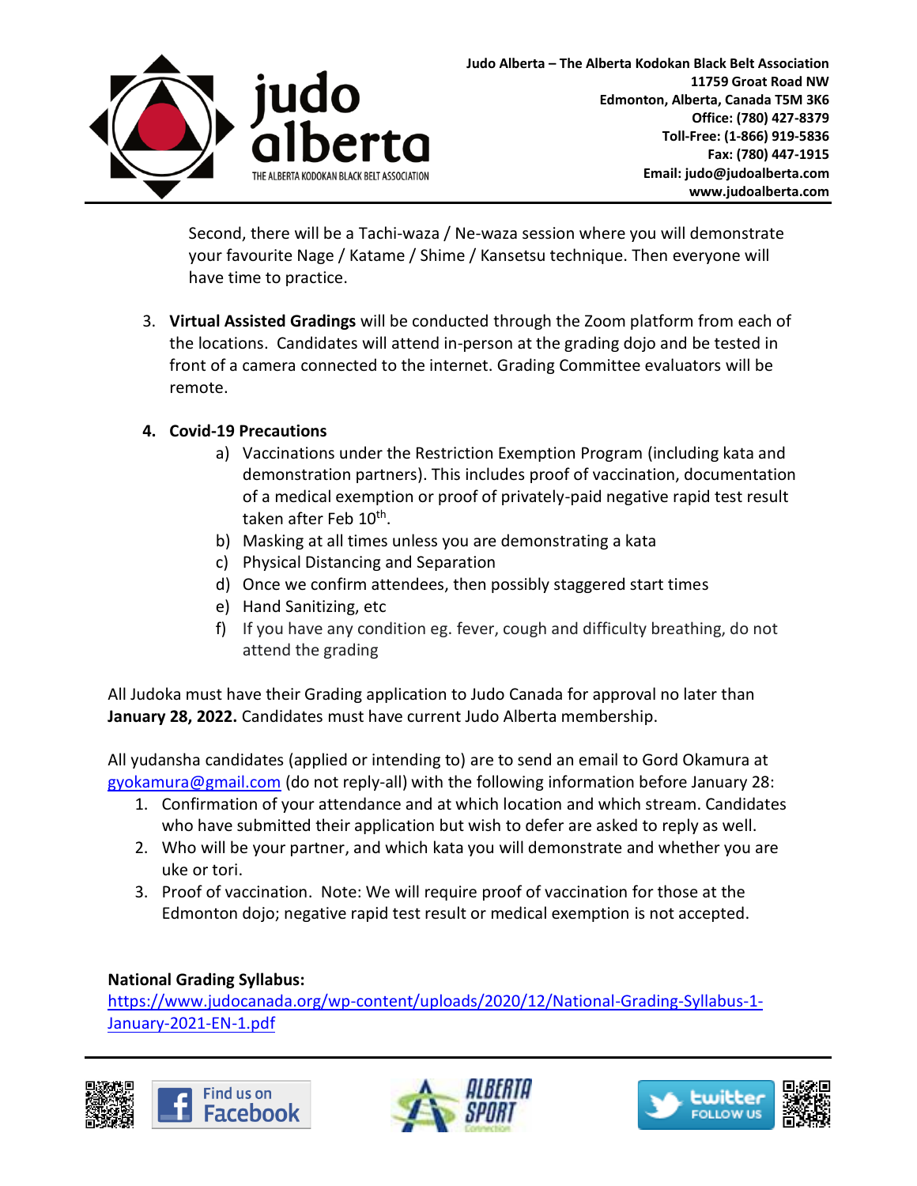Second, there will be a Tachi-waza / Ne-waza session where you will demonstrate your favourite Nage / Katame / Shime / Kansetsu technique. Then everyone will have time to practice.

3. **Virtual Assisted Gradings** will be conducted through the Zoom platform from each of the locations. Candidates will attend in-person at the grading dojo and be tested in front of a camera connected to the internet. Grading Committee evaluators will be remote.

4. **Covid-19 Precautions**
   a) Vaccinations under the Restriction Exemption Program (including kata and demonstration partners). This includes proof of vaccination, documentation of a medical exemption or proof of privately-paid negative rapid test result taken after Feb 10th.
   b) Masking at all times unless you are demonstrating a kata
   c) Physical Distancing and Separation
   d) Once we confirm attendees, then possibly staggered start times
   e) Hand Sanitizing, etc
   f) If you have any condition eg. fever, cough and difficulty breathing, do not attend the grading

All Judoka must have their Grading application to Judo Canada for approval no later than **January 28, 2022.** Candidates must have current Judo Alberta membership.

All yudansha candidates (applied or intending to) are to send an email to Gord Okamura at gyokamura@gmail.com (do not reply-all) with the following information before January 28:

1. Confirmation of your attendance and at which location and which stream. Candidates who have submitted their application but wish to defer are asked to reply as well.
2. Who will be your partner, and which kata you will demonstrate and whether you are uke or tori.
3. Proof of vaccination. Note: We will require proof of vaccination for those at the Edmonton dojo; negative rapid test result or medical exemption is not accepted.

**National Grading Syllabus:**
https://www.judocanada.org/wp-content/uploads/2020/12/National-Grading-Syllabus-1-January-2021-EN-1.pdf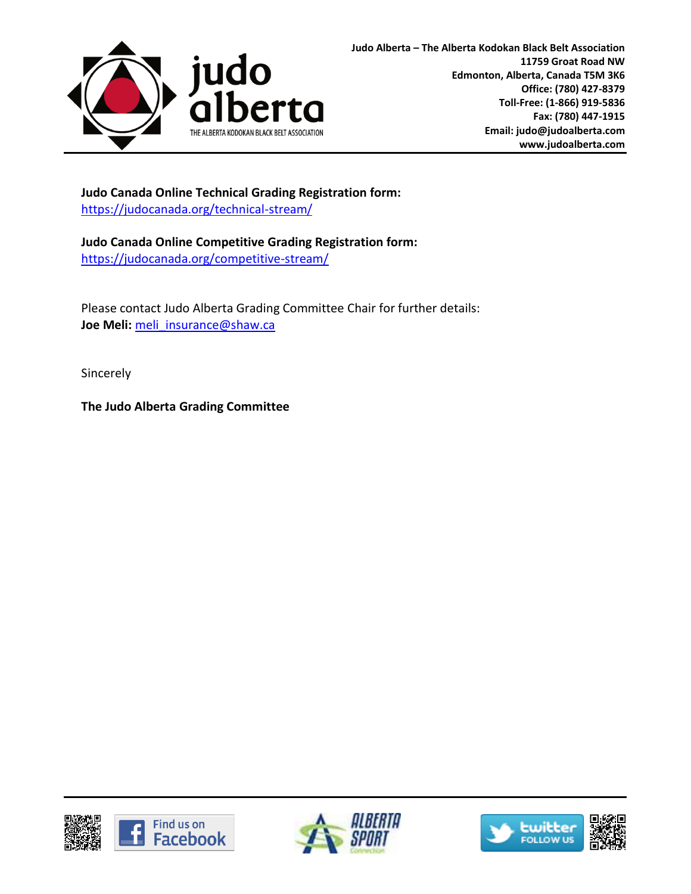**Judo Canada Online Technical Grading Registration form:**
https://judocanada.org/technical-stream/

**Judo Canada Online Competitive Grading Registration form:**
https://judocanada.org/competitive-stream/

Please contact Judo Alberta Grading Committee Chair for further details:
**Joe Meli:** meli_insurance@shaw.ca

Sincerely

**The Judo Alberta Grading Committee**